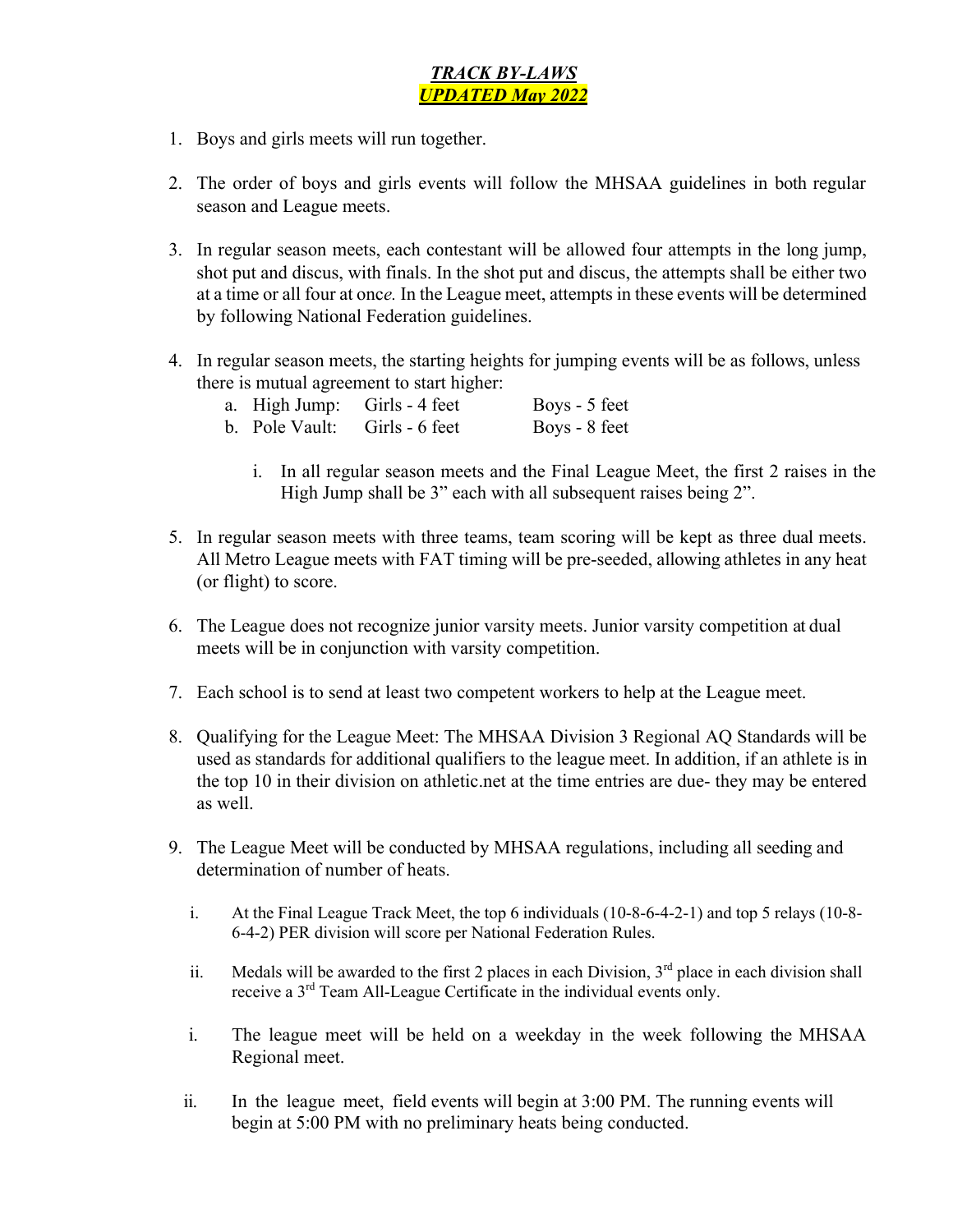# ***TRACK BY-LAWS***
# ***UPDATED May 2022***

1. Boys and girls meets will run together.

2. The order of boys and girls events will follow the MHSAA guidelines in both regular season and League meets.

3. In regular season meets, each contestant will be allowed four attempts in the long jump, shot put and discus, with finals. In the shot put and discus, the attempts shall be either two at a time or all four at onc*e.* In the League meet, attempts in these events will be determined by following National Federation guidelines.

4. In regular season meets, the starting heights for jumping events will be as follows, unless there is mutual agreement to start higher:
   a. High Jump: Girls - 4 feet Boys - 5 feet
   b. Pole Vault: Girls - 6 feet Boys - 8 feet
      i. In all regular season meets and the Final League Meet, the first 2 raises in the High Jump shall be 3" each with all subsequent raises being 2".

5. In regular season meets with three teams, team scoring will be kept as three dual meets. All Metro League meets with FAT timing will be pre-seeded, allowing athletes in any heat (or flight) to score.

6. The League does not recognize junior varsity meets. Junior varsity competition at dual meets will be in conjunction with varsity competition.

7. Each school is to send at least two competent workers to help at the League meet.

8. Qualifying for the League Meet: The MHSAA Division 3 Regional AQ Standards will be used as standards for additional qualifiers to the league meet. In addition, if an athlete is in the top 10 in their division on athletic.net at the time entries are due- they may be entered as well.

9. The League Meet will be conducted by MHSAA regulations, including all seeding and determination of number of heats.
   i. At the Final League Track Meet, the top 6 individuals (10-8-6-4-2-1) and top 5 relays (10-8-6-4-2) PER division will score per National Federation Rules.
   ii. Medals will be awarded to the first 2 places in each Division, 3rd place in each division shall receive a 3rd Team All-League Certificate in the individual events only.
   i. The league meet will be held on a weekday in the week following the MHSAA Regional meet.
   ii. In the league meet, field events will begin at 3:00 PM. The running events will begin at 5:00 PM with no preliminary heats being conducted.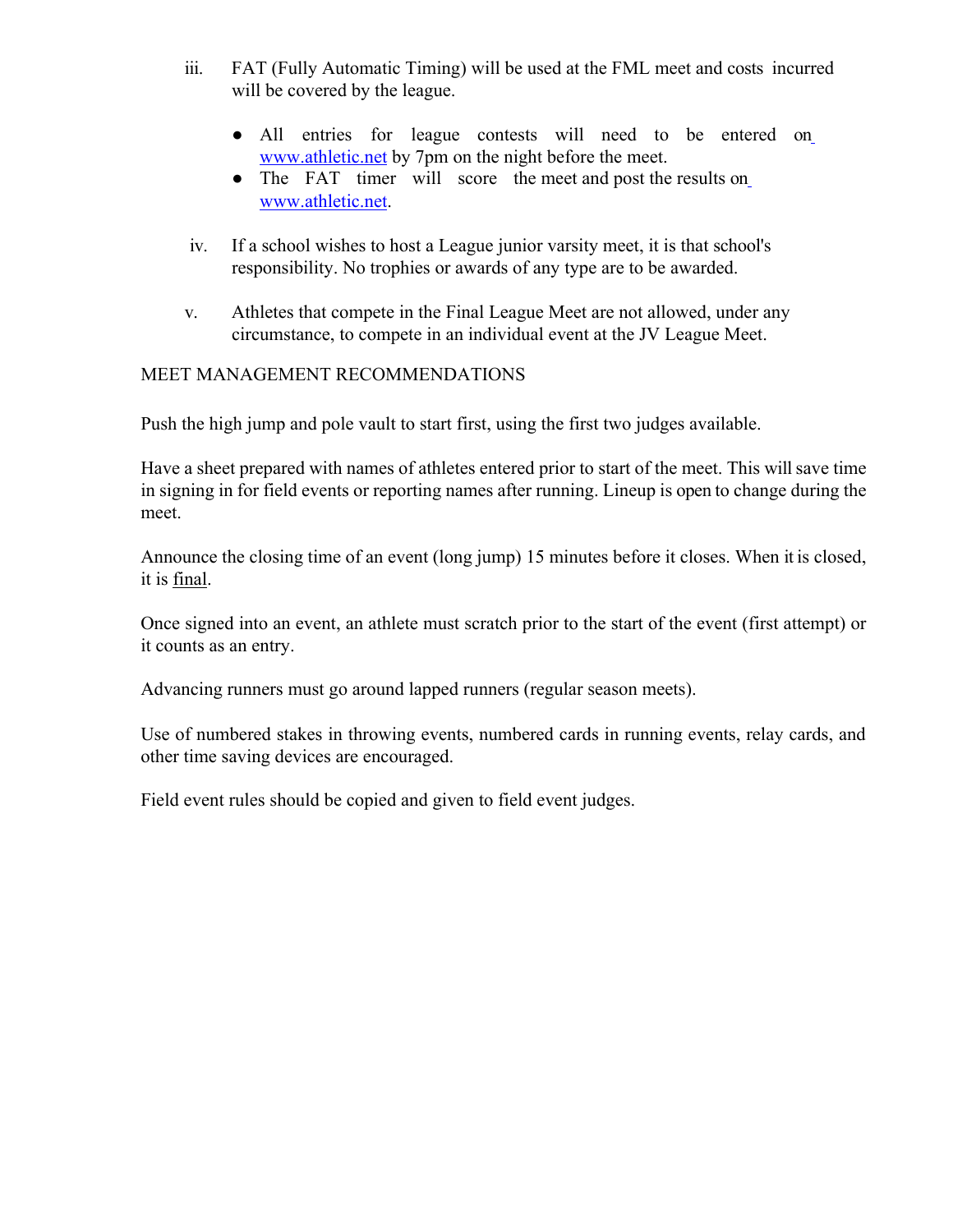iii. FAT (Fully Automatic Timing) will be used at the FML meet and costs incurred will be covered by the league.

- All entries for league contests will need to be entered on [www.athletic.net](http://www.athletic.net) by 7pm on the night before the meet.
- The FAT timer will score the meet and post the results on [www.athletic.net](http://www.athletic.net).

iv. If a school wishes to host a League junior varsity meet, it is that school's responsibility. No trophies or awards of any type are to be awarded.

v. Athletes that compete in the Final League Meet are not allowed, under any circumstance, to compete in an individual event at the JV League Meet.

MEET MANAGEMENT RECOMMENDATIONS

Push the high jump and pole vault to start first, using the first two judges available.

Have a sheet prepared with names of athletes entered prior to start of the meet. This will save time in signing in for field events or reporting names after running. Lineup is open to change during the meet.

Announce the closing time of an event (long jump) 15 minutes before it closes. When it is closed, it is final.

Once signed into an event, an athlete must scratch prior to the start of the event (first attempt) or it counts as an entry.

Advancing runners must go around lapped runners (regular season meets).

Use of numbered stakes in throwing events, numbered cards in running events, relay cards, and other time saving devices are encouraged.

Field event rules should be copied and given to field event judges.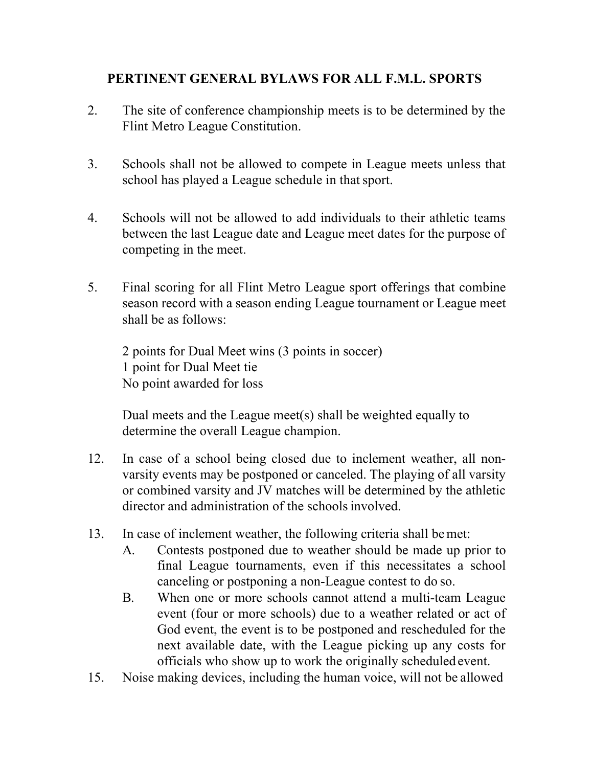## PERTINENT GENERAL BYLAWS FOR ALL F.M.L. SPORTS

2. The site of conference championship meets is to be determined by the Flint Metro League Constitution.

3. Schools shall not be allowed to compete in League meets unless that school has played a League schedule in that sport.

4. Schools will not be allowed to add individuals to their athletic teams between the last League date and League meet dates for the purpose of competing in the meet.

5. Final scoring for all Flint Metro League sport offerings that combine season record with a season ending League tournament or League meet shall be as follows:

   2 points for Dual Meet wins (3 points in soccer)
   1 point for Dual Meet tie
   No point awarded for loss

   Dual meets and the League meet(s) shall be weighted equally to determine the overall League champion.

12. In case of a school being closed due to inclement weather, all non-varsity events may be postponed or canceled. The playing of all varsity or combined varsity and JV matches will be determined by the athletic director and administration of the schools involved.

13. In case of inclement weather, the following criteria shall be met:
    A. Contests postponed due to weather should be made up prior to final League tournaments, even if this necessitates a school canceling or postponing a non-League contest to do so.
    B. When one or more schools cannot attend a multi-team League event (four or more schools) due to a weather related or act of God event, the event is to be postponed and rescheduled for the next available date, with the League picking up any costs for officials who show up to work the originally scheduled event.

15. Noise making devices, including the human voice, will not be allowed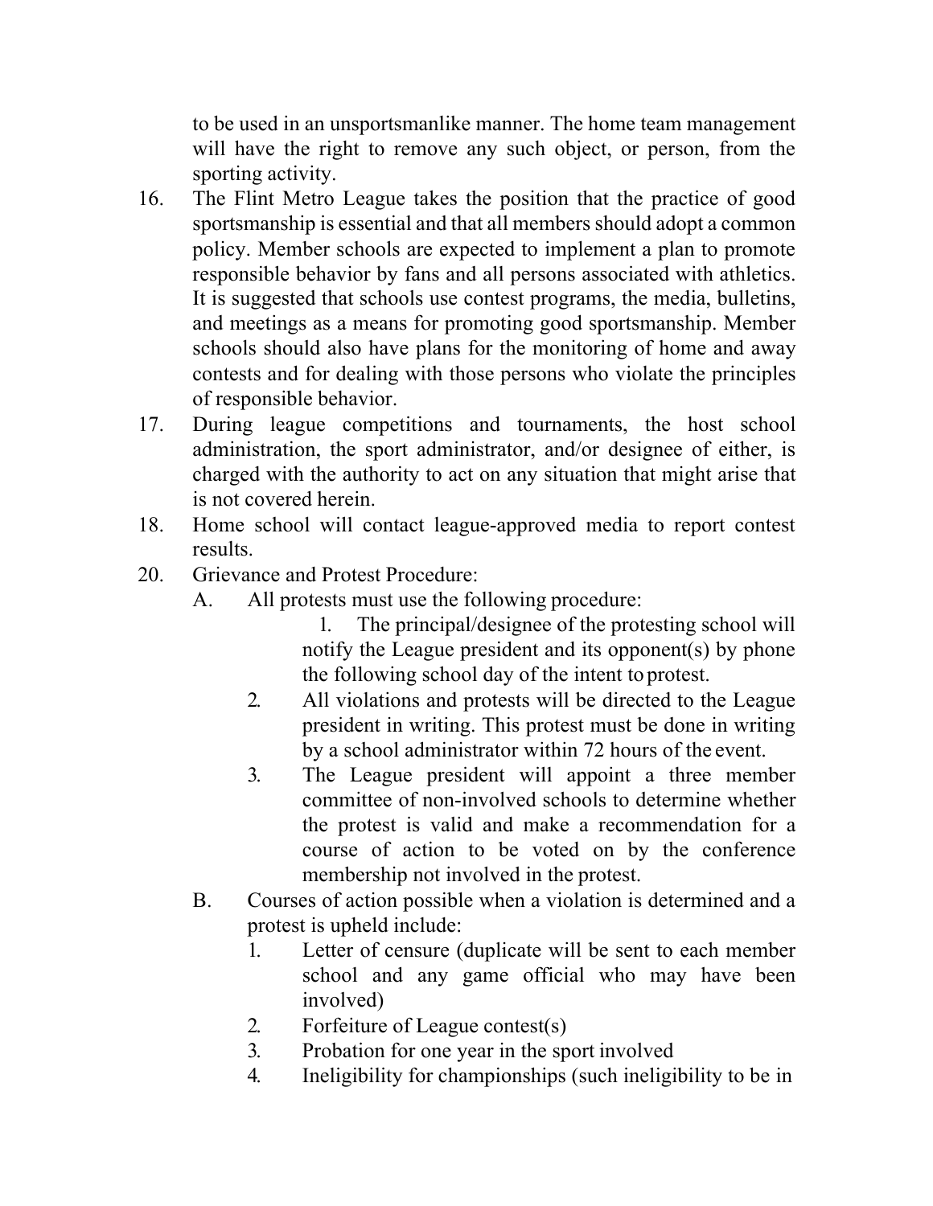to be used in an unsportsmanlike manner. The home team management will have the right to remove any such object, or person, from the sporting activity.

16. The Flint Metro League takes the position that the practice of good sportsmanship is essential and that all members should adopt a common policy. Member schools are expected to implement a plan to promote responsible behavior by fans and all persons associated with athletics. It is suggested that schools use contest programs, the media, bulletins, and meetings as a means for promoting good sportsmanship. Member schools should also have plans for the monitoring of home and away contests and for dealing with those persons who violate the principles of responsible behavior.
17. During league competitions and tournaments, the host school administration, the sport administrator, and/or designee of either, is charged with the authority to act on any situation that might arise that is not covered herein.
18. Home school will contact league-approved media to report contest results.
20. Grievance and Protest Procedure:
    - A. All protests must use the following procedure:
        1. The principal/designee of the protesting school will notify the League president and its opponent(s) by phone the following school day of the intent to protest.
        2. All violations and protests will be directed to the League president in writing. This protest must be done in writing by a school administrator within 72 hours of the event.
        3. The League president will appoint a three member committee of non-involved schools to determine whether the protest is valid and make a recommendation for a course of action to be voted on by the conference membership not involved in the protest.
    - B. Courses of action possible when a violation is determined and a protest is upheld include:
        1. Letter of censure (duplicate will be sent to each member school and any game official who may have been involved)
        2. Forfeiture of League contest(s)
        3. Probation for one year in the sport involved
        4. Ineligibility for championships (such ineligibility to be in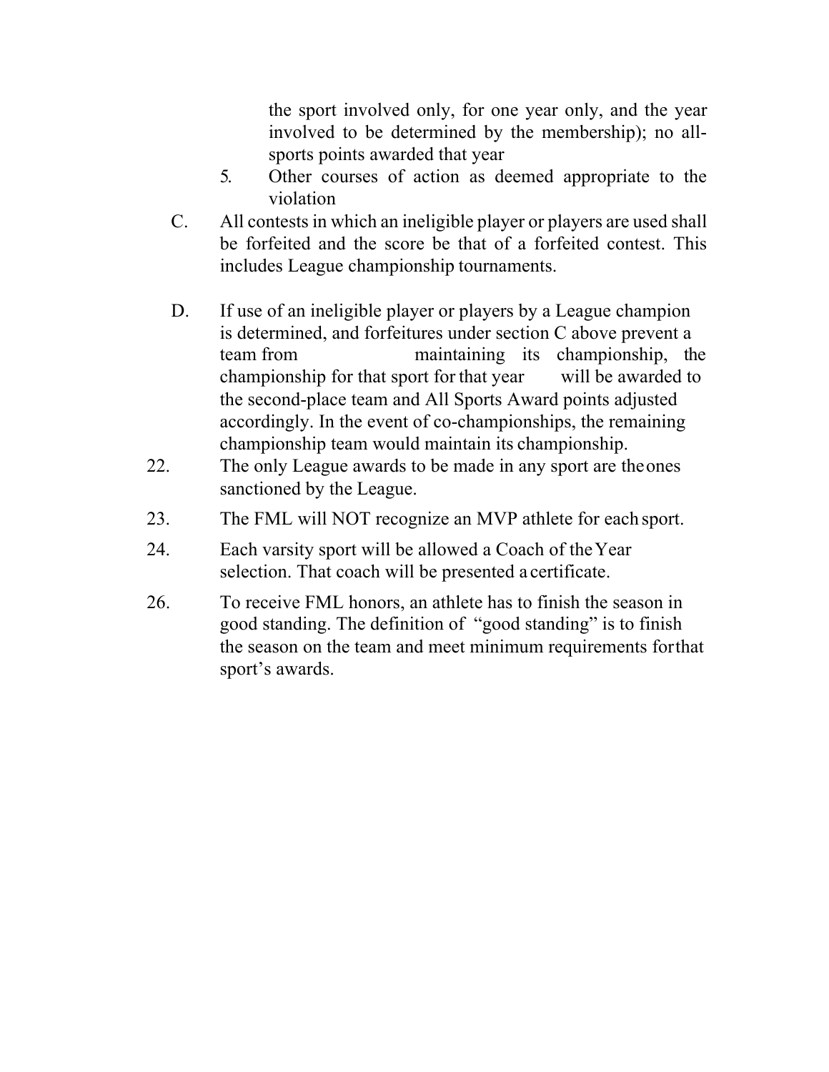the sport involved only, for one year only, and the year involved to be determined by the membership); no all-sports points awarded that year

5. Other courses of action as deemed appropriate to the violation

C. All contests in which an ineligible player or players are used shall be forfeited and the score be that of a forfeited contest. This includes League championship tournaments.

D. If use of an ineligible player or players by a League champion is determined, and forfeitures under section C above prevent a team from maintaining its championship, the championship for that sport for that year will be awarded to the second-place team and All Sports Award points adjusted accordingly. In the event of co-championships, the remaining championship team would maintain its championship.

22. The only League awards to be made in any sport are the ones sanctioned by the League.

23. The FML will NOT recognize an MVP athlete for each sport.

24. Each varsity sport will be allowed a Coach of the Year selection. That coach will be presented a certificate.

26. To receive FML honors, an athlete has to finish the season in good standing. The definition of "good standing" is to finish the season on the team and meet minimum requirements for that sport's awards.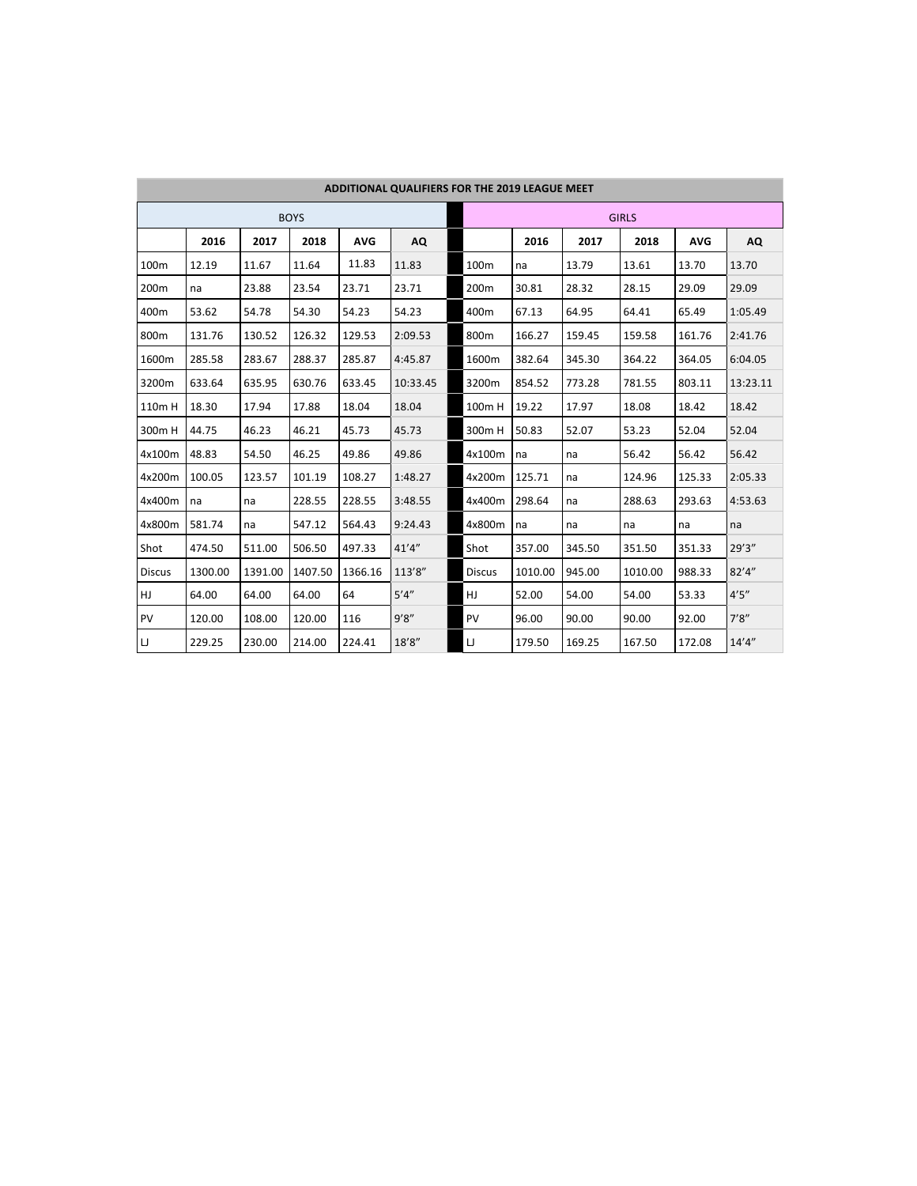| ADDITIONAL QUALIFIERS FOR THE 2019 LEAGUE MEET | | | | | | | | | | | | |
|---|---|---|---|---|---|---|---|---|---|---|---|---|
| BOYS | | | | | | | GIRLS | | | | | |
| | 2016 | 2017 | 2018 | AVG | AQ | | | 2016 | 2017 | 2018 | AVG | AQ |
| 100m | 12.19 | 11.67 | 11.64 | 11.83 | 11.83 | | 100m | na | 13.79 | 13.61 | 13.70 | 13.70 |
| 200m | na | 23.88 | 23.54 | 23.71 | 23.71 | | 200m | 30.81 | 28.32 | 28.15 | 29.09 | 29.09 |
| 400m | 53.62 | 54.78 | 54.30 | 54.23 | 54.23 | | 400m | 67.13 | 64.95 | 64.41 | 65.49 | 1:05.49 |
| 800m | 131.76 | 130.52 | 126.32 | 129.53 | 2:09.53 | | 800m | 166.27 | 159.45 | 159.58 | 161.76 | 2:41.76 |
| 1600m | 285.58 | 283.67 | 288.37 | 285.87 | 4:45.87 | | 1600m | 382.64 | 345.30 | 364.22 | 364.05 | 6:04.05 |
| 3200m | 633.64 | 635.95 | 630.76 | 633.45 | 10:33.45 | | 3200m | 854.52 | 773.28 | 781.55 | 803.11 | 13:23.11 |
| 110m H | 18.30 | 17.94 | 17.88 | 18.04 | 18.04 | | 100m H | 19.22 | 17.97 | 18.08 | 18.42 | 18.42 |
| 300m H | 44.75 | 46.23 | 46.21 | 45.73 | 45.73 | | 300m H | 50.83 | 52.07 | 53.23 | 52.04 | 52.04 |
| 4x100m | 48.83 | 54.50 | 46.25 | 49.86 | 49.86 | | 4x100m | na | na | 56.42 | 56.42 | 56.42 |
| 4x200m | 100.05 | 123.57 | 101.19 | 108.27 | 1:48.27 | | 4x200m | 125.71 | na | 124.96 | 125.33 | 2:05.33 |
| 4x400m | na | na | 228.55 | 228.55 | 3:48.55 | | 4x400m | 298.64 | na | 288.63 | 293.63 | 4:53.63 |
| 4x800m | 581.74 | na | 547.12 | 564.43 | 9:24.43 | | 4x800m | na | na | na | na | na |
| Shot | 474.50 | 511.00 | 506.50 | 497.33 | 41'4" | | Shot | 357.00 | 345.50 | 351.50 | 351.33 | 29'3" |
| Discus | 1300.00 | 1391.00 | 1407.50 | 1366.16 | 113'8" | | Discus | 1010.00 | 945.00 | 1010.00 | 988.33 | 82'4" |
| HJ | 64.00 | 64.00 | 64.00 | 64 | 5'4" | | HJ | 52.00 | 54.00 | 54.00 | 53.33 | 4'5" |
| PV | 120.00 | 108.00 | 120.00 | 116 | 9'8" | | PV | 96.00 | 90.00 | 90.00 | 92.00 | 7'8" |
| LJ | 229.25 | 230.00 | 214.00 | 224.41 | 18'8" | | LJ | 179.50 | 169.25 | 167.50 | 172.08 | 14'4" |